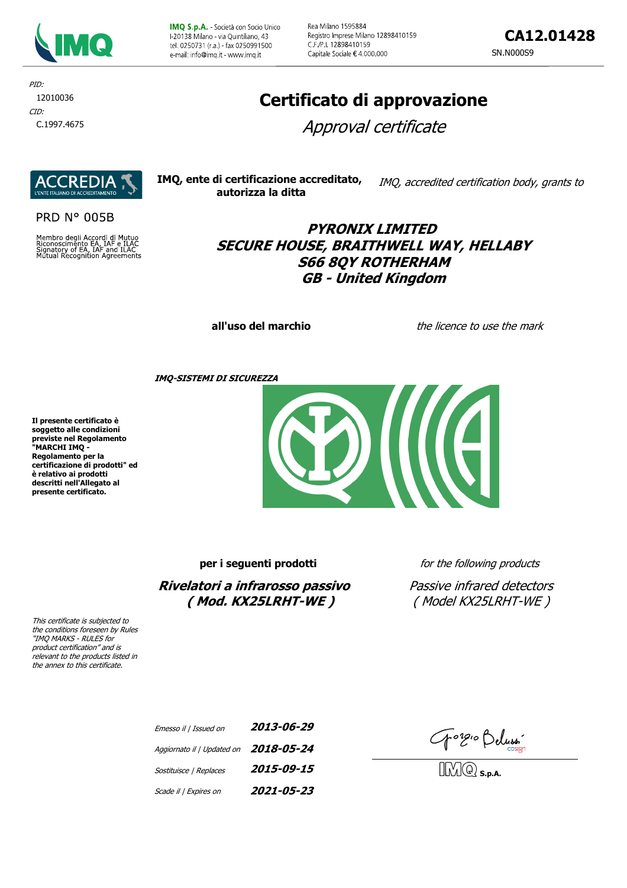IMQ S.p.A. - Società con Socio Unico
I-20138 Milano - via Quintiliano, 43
tel. 0250731 (r.a.) - fax 0250991500
e-mail: info@imq.it - www.imq.it

Rea Milano 1595884
Registro Imprese Milano 12898410159
C.F./P.I. 12898410159
Capitale Sociale € 4.000.000

**CA12.01428**

SN.N000S9

*PID:*
12010036
*CID:*
C.1997.4675

# Certificato di approvazione

*Approval certificate*

ACCREDIA
L'ENTE ITALIANO DI ACCREDITAMENTO

PRD N° 005B

Membro degli Accordi di Mutuo Riconoscimento EA, IAF e ILAC
Signatory of EA, IAF and ILAC Mutual Recognition Agreements

**IMQ, ente di certificazione accreditato, autorizza la ditta**

*IMQ, accredited certification body, grants to*

***PYRONIX LIMITED***
***SECURE HOUSE, BRAITHWELL WAY, HELLABY***
***S66 8QY ROTHERHAM***
***GB - United Kingdom***

**all'uso del marchio**

*the licence to use the mark*

***IMQ-SISTEMI DI SICUREZZA***

**Il presente certificato è soggetto alle condizioni previste nel Regolamento "MARCHI IMQ - Regolamento per la certificazione di prodotti" ed è relativo ai prodotti descritti nell'Allegato al presente certificato.**

**per i seguenti prodotti**

*for the following products*

***Rivelatori a infrarosso passivo***
***( Mod. KX25LRHT-WE )***

*Passive infrared detectors*
*( Model KX25LRHT-WE )*

*This certificate is subjected to the conditions foreseen by Rules "IMQ MARKS - RULES for product certification" and is relevant to the products listed in the annex to this certificate.*

| | |
|---|---|
| *Emesso il \| Issued on* | ***2013-06-29*** |
| *Aggiornato il \| Updated on* | ***2018-05-24*** |
| *Sostituisce \| Replaces* | ***2015-09-15*** |
| *Scade il \| Expires on* | ***2021-05-23*** |

Giorgio Belussi

IMQ **S.p.A.**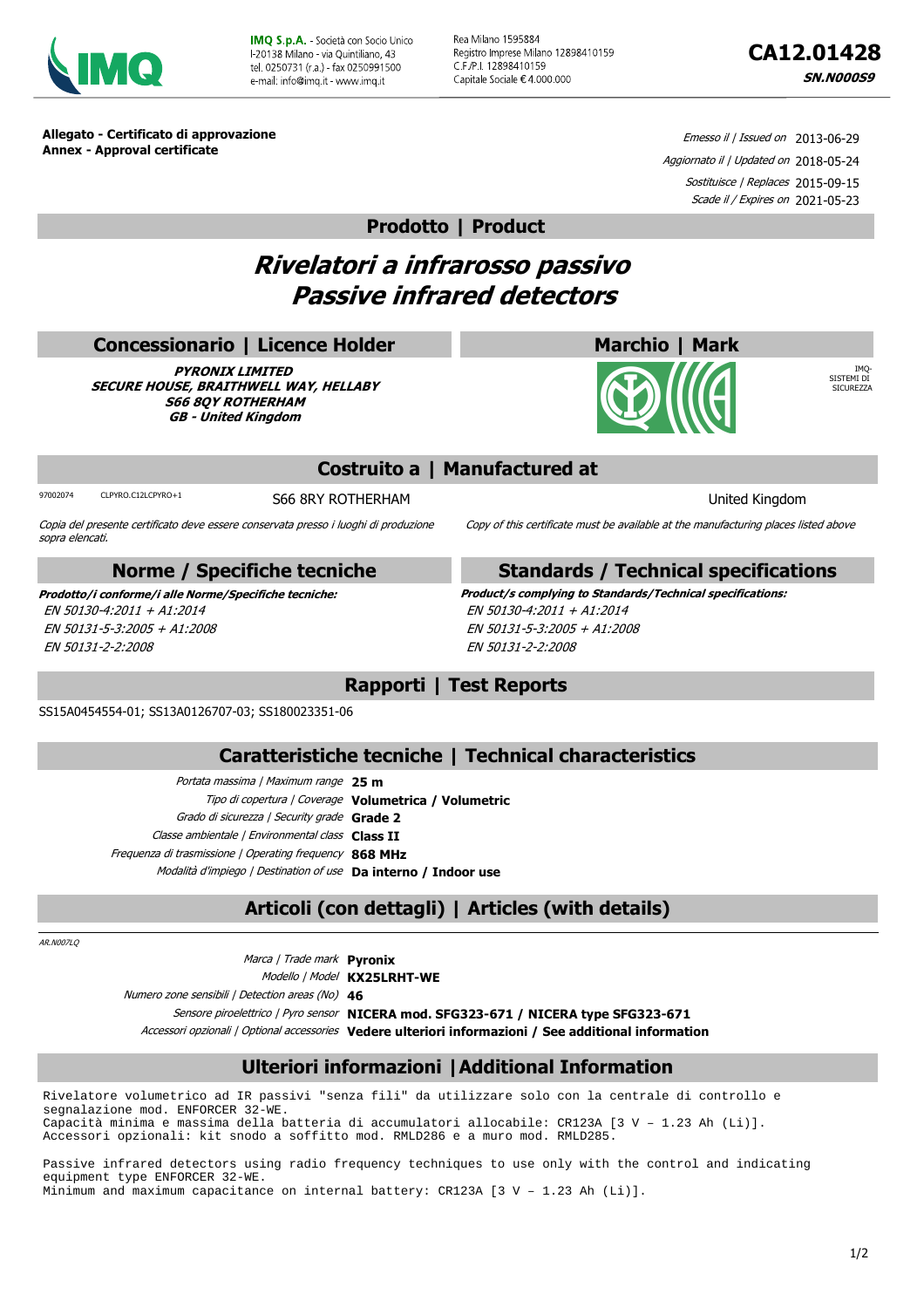**IMQ S.p.A.** - Società con Socio Unico
I-20138 Milano - via Quintiliano, 43
tel. 0250731 (r.a.) - fax 0250991500
e-mail: info@imq.it - www.imq.it

Rea Milano 1595884
Registro Imprese Milano 12898410159
C.F./P.I. 12898410159
Capitale Sociale € 4.000.000

# CA12.01428

**SN.N000S9**

**Allegato - Certificato di approvazione**
**Annex - Approval certificate**

*Emesso il | Issued on* 2013-06-29
*Aggiornato il | Updated on* 2018-05-24
*Sostituisce | Replaces* 2015-09-15
*Scade il / Expires on* 2021-05-23

## Prodotto | Product

# *Rivelatori a infrarosso passivo*
# *Passive infrared detectors*

## Concessionario | Licence Holder

***PYRONIX LIMITED***
***SECURE HOUSE, BRAITHWELL WAY, HELLABY***
***S66 8QY ROTHERHAM***
***GB - United Kingdom***

## Marchio | Mark

IMQ-SISTEMI DI SICUREZZA

## Costruito a | Manufactured at

97002074 CLPYRO.C12LCPYRO+1 S66 8RY ROTHERHAM United Kingdom

*Copia del presente certificato deve essere conservata presso i luoghi di produzione sopra elencati.*

*Copy of this certificate must be available at the manufacturing places listed above*

## Norme / Specifiche tecniche

***Prodotto/i conforme/i alle Norme/Specifiche tecniche:***
*EN 50130-4:2011 + A1:2014*
*EN 50131-5-3:2005 + A1:2008*
*EN 50131-2-2:2008*

## Standards / Technical specifications

***Product/s complying to Standards/Technical specifications:***
*EN 50130-4:2011 + A1:2014*
*EN 50131-5-3:2005 + A1:2008*
*EN 50131-2-2:2008*

## Rapporti | Test Reports

SS15A0454554-01; SS13A0126707-03; SS180023351-06

## Caratteristiche tecniche | Technical characteristics

| | |
|---|---|
| *Portata massima \| Maximum range* | **25 m** |
| *Tipo di copertura \| Coverage* | **Volumetrica / Volumetric** |
| *Grado di sicurezza \| Security grade* | **Grade 2** |
| *Classe ambientale \| Environmental class* | **Class II** |
| *Frequenza di trasmissione \| Operating frequency* | **868 MHz** |
| *Modalità d'impiego \| Destination of use* | **Da interno / Indoor use** |

## Articoli (con dettagli) | Articles (with details)

*AR.N007LQ*

| | |
|---|---|
| *Marca \| Trade mark* | **Pyronix** |
| *Modello \| Model* | **KX25LRHT-WE** |
| *Numero zone sensibili \| Detection areas (No)* | **46** |
| *Sensore piroelettrico \| Pyro sensor* | **NICERA mod. SFG323-671 / NICERA type SFG323-671** |
| *Accessori opzionali \| Optional accessories* | **Vedere ulteriori informazioni / See additional information** |

## Ulteriori informazioni | Additional Information

Rivelatore volumetrico ad IR passivi "senza fili" da utilizzare solo con la centrale di controllo e segnalazione mod. ENFORCER 32-WE.
Capacità minima e massima della batteria di accumulatori allocabile: CR123A [3 V – 1.23 Ah (Li)].
Accessori opzionali: kit snodo a soffitto mod. RMLD286 e a muro mod. RMLD285.

Passive infrared detectors using radio frequency techniques to use only with the control and indicating equipment type ENFORCER 32-WE.
Minimum and maximum capacitance on internal battery: CR123A [3 V – 1.23 Ah (Li)].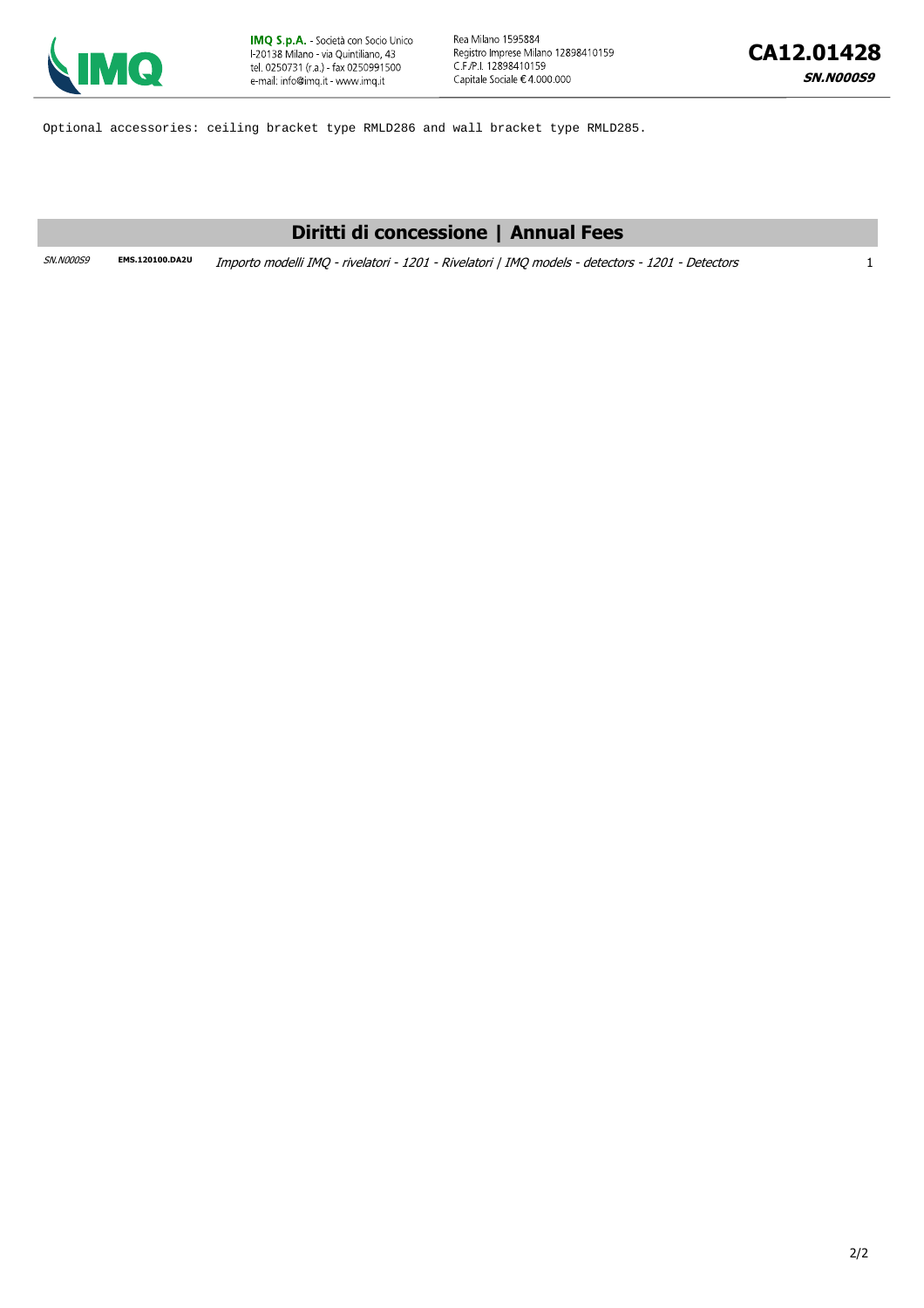Optional accessories: ceiling bracket type RMLD286 and wall bracket type RMLD285.

## Diritti di concessione | Annual Fees

| | | | |
|---|---|---|---|
| *SN.N000S9* | **EMS.120100.DA2U** | *Importo modelli IMQ - rivelatori - 1201 - Rivelatori \| IMQ models - detectors - 1201 - Detectors* | 1 |